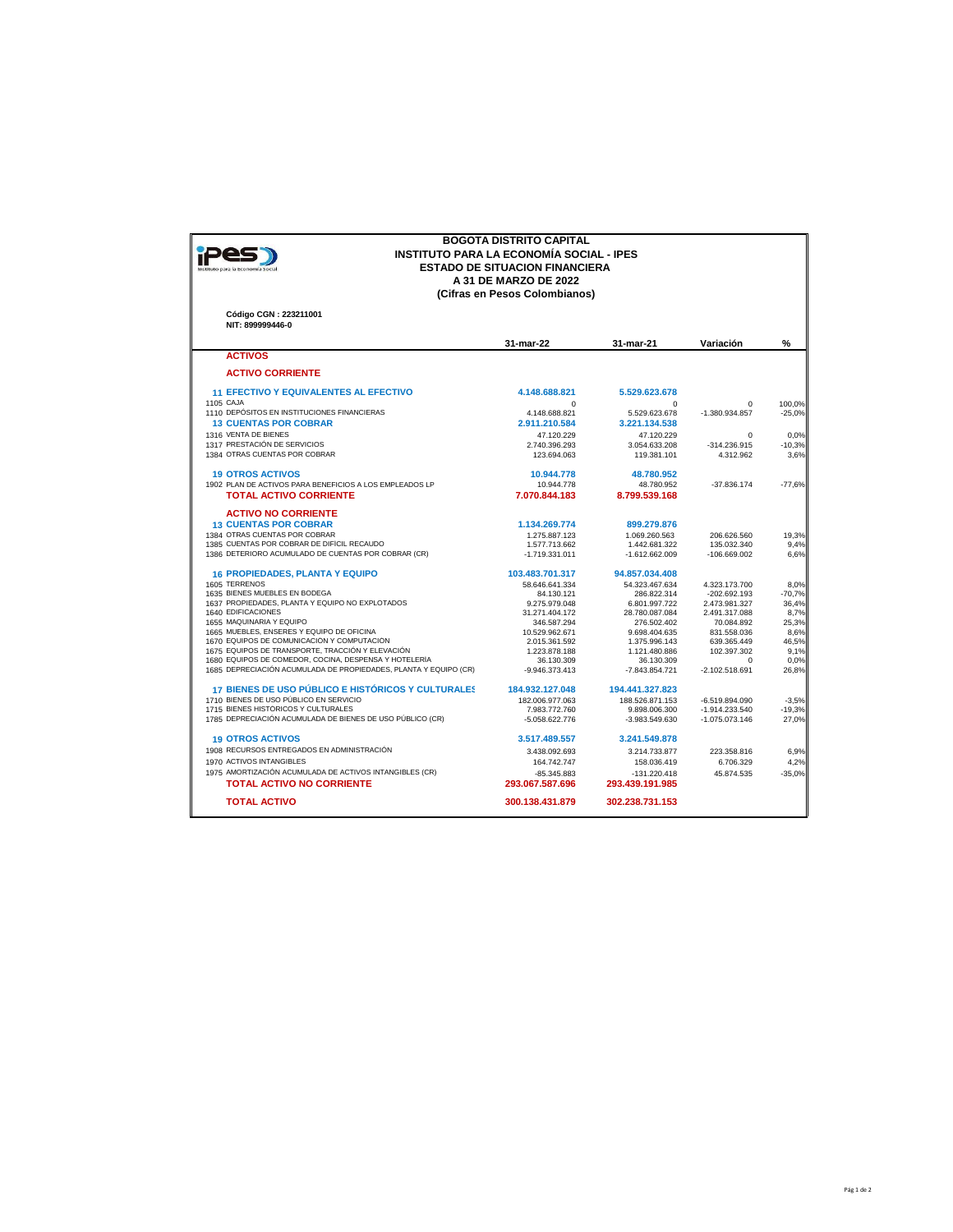# BOGOTA DISTRITO CAPITAL
## INSTITUTO PARA LA ECONOMÍA SOCIAL - IPES
## ESTADO DE SITUACION FINANCIERA
## A 31 DE MARZO DE 2022
**(Cifras en Pesos Colombianos)**

**Código CGN : 223211001**
**NIT: 899999446-0**

| | 31-mar-22 | 31-mar-21 | Variación | % |
|---|---|---|---|---|
| **ACTIVOS** | | | | |
| **ACTIVO CORRIENTE** | | | | |
| **11 EFECTIVO Y EQUIVALENTES AL EFECTIVO** | **4.148.688.821** | **5.529.623.678** | | |
| 1105 CAJA | 0 | 0 | 0 | 100,0% |
| 1110 DEPÓSITOS EN INSTITUCIONES FINANCIERAS | 4.148.688.821 | 5.529.623.678 | -1.380.934.857 | -25,0% |
| **13 CUENTAS POR COBRAR** | **2.911.210.584** | **3.221.134.538** | | |
| 1316 VENTA DE BIENES | 47.120.229 | 47.120.229 | 0 | 0,0% |
| 1317 PRESTACIÓN DE SERVICIOS | 2.740.396.293 | 3.054.633.208 | -314.236.915 | -10,3% |
| 1384 OTRAS CUENTAS POR COBRAR | 123.694.063 | 119.381.101 | 4.312.962 | 3,6% |
| **19 OTROS ACTIVOS** | **10.944.778** | **48.780.952** | | |
| 1902 PLAN DE ACTIVOS PARA BENEFICIOS A LOS EMPLEADOS LP | 10.944.778 | 48.780.952 | -37.836.174 | -77,6% |
| **TOTAL ACTIVO CORRIENTE** | **7.070.844.183** | **8.799.539.168** | | |
| **ACTIVO NO CORRIENTE** | | | | |
| **13 CUENTAS POR COBRAR** | **1.134.269.774** | **899.279.876** | | |
| 1384 OTRAS CUENTAS POR COBRAR | 1.275.887.123 | 1.069.260.563 | 206.626.560 | 19,3% |
| 1385 CUENTAS POR COBRAR DE DIFICIL RECAUDO | 1.577.713.662 | 1.442.681.322 | 135.032.340 | 9,4% |
| 1386 DETERIORO ACUMULADO DE CUENTAS POR COBRAR (CR) | -1.719.331.011 | -1.612.662.009 | -106.669.002 | 6,6% |
| **16 PROPIEDADES, PLANTA Y EQUIPO** | **103.483.701.317** | **94.857.034.408** | | |
| 1605 TERRENOS | 58.646.641.334 | 54.323.467.634 | 4.323.173.700 | 8,0% |
| 1635 BIENES MUEBLES EN BODEGA | 84.130.121 | 286.822.314 | -202.692.193 | -70,7% |
| 1637 PROPIEDADES, PLANTA Y EQUIPO NO EXPLOTADOS | 9.275.979.048 | 6.801.997.722 | 2.473.981.327 | 36,4% |
| 1640 EDIFICACIONES | 31.271.404.172 | 28.780.087.084 | 2.491.317.088 | 8,7% |
| 1655 MAQUINARIA Y EQUIPO | 346.587.294 | 276.502.402 | 70.084.892 | 25,3% |
| 1665 MUEBLES, ENSERES Y EQUIPO DE OFICINA | 10.529.962.671 | 9.698.404.635 | 831.558.036 | 8,6% |
| 1670 EQUIPOS DE COMUNICACIÓN Y COMPUTACIÓN | 2.015.361.592 | 1.375.996.143 | 639.365.449 | 46,5% |
| 1675 EQUIPOS DE TRANSPORTE, TRACCIÓN Y ELEVACIÓN | 1.223.878.188 | 1.121.480.886 | 102.397.302 | 9,1% |
| 1680 EQUIPOS DE COMEDOR, COCINA, DESPENSA Y HOTELERÍA | 36.130.309 | 36.130.309 | 0 | 0,0% |
| 1685 DEPRECIACIÓN ACUMULADA DE PROPIEDADES, PLANTA Y EQUIPO (CR) | -9.946.373.413 | -7.843.854.721 | -2.102.518.691 | 26,8% |
| **17 BIENES DE USO PÚBLICO E HISTÓRICOS Y CULTURALES** | **184.932.127.048** | **194.441.327.823** | | |
| 1710 BIENES DE USO PÚBLICO EN SERVICIO | 182.006.977.063 | 188.526.871.153 | -6.519.894.090 | -3,5% |
| 1715 BIENES HISTÓRICOS Y CULTURALES | 7.983.772.760 | 9.898.006.300 | -1.914.233.540 | -19,3% |
| 1785 DEPRECIACIÓN ACUMULADA DE BIENES DE USO PÚBLICO (CR) | -5.058.622.776 | -3.983.549.630 | -1.075.073.146 | 27,0% |
| **19 OTROS ACTIVOS** | **3.517.489.557** | **3.241.549.878** | | |
| 1908 RECURSOS ENTREGADOS EN ADMINISTRACIÓN | 3.438.092.693 | 3.214.733.877 | 223.358.816 | 6,9% |
| 1970 ACTIVOS INTANGIBLES | 164.742.747 | 158.036.419 | 6.706.329 | 4,2% |
| 1975 AMORTIZACIÓN ACUMULADA DE ACTIVOS INTANGIBLES (CR) | -85.345.883 | -131.220.418 | 45.874.535 | -35,0% |
| **TOTAL ACTIVO NO CORRIENTE** | **293.067.587.696** | **293.439.191.985** | | |
| **TOTAL ACTIVO** | **300.138.431.879** | **302.238.731.153** | | |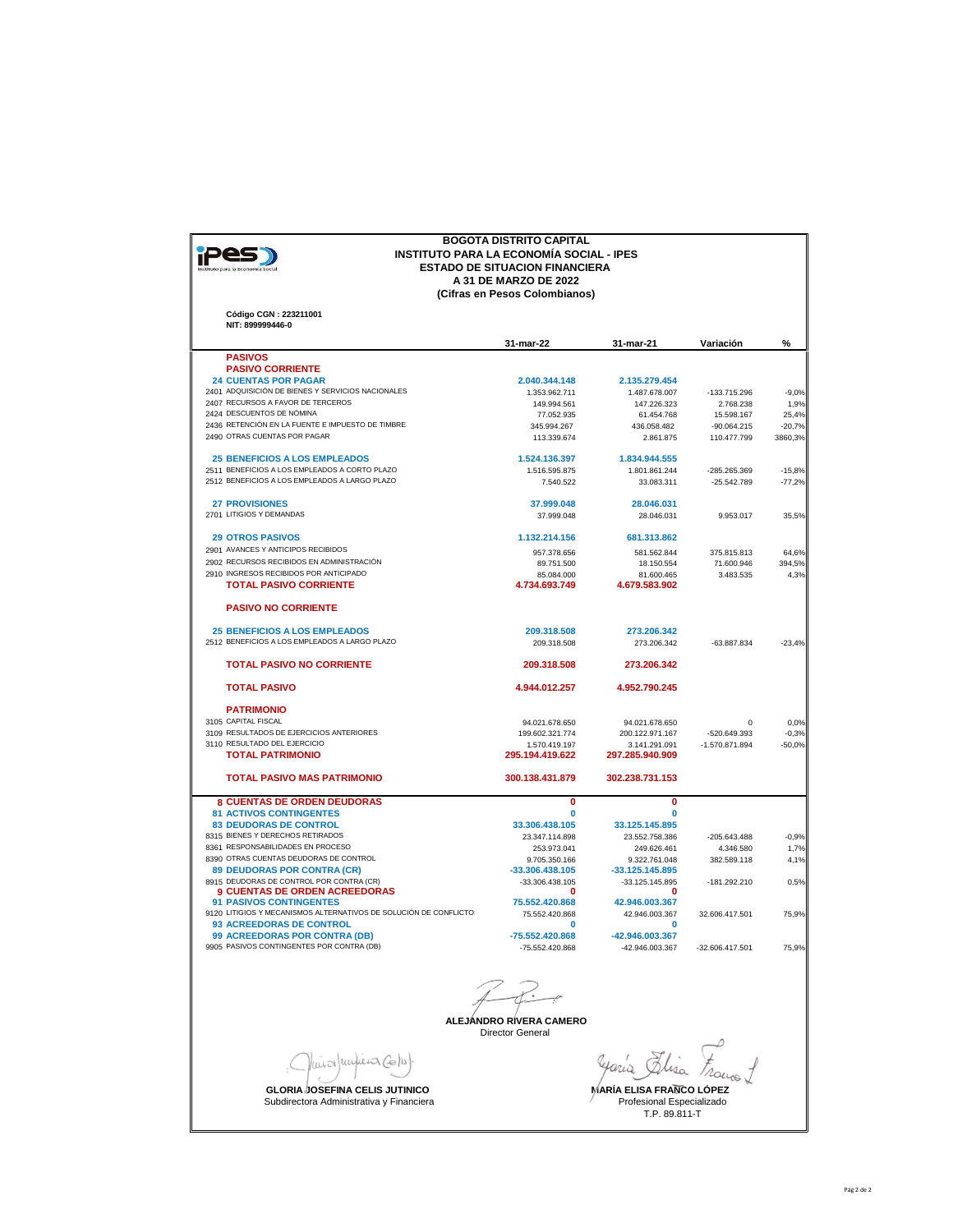**BOGOTA DISTRITO CAPITAL**
**INSTITUTO PARA LA ECONOMÍA SOCIAL - IPES**
**ESTADO DE SITUACION FINANCIERA**
**A 31 DE MARZO DE 2022**
**(Cifras en Pesos Colombianos)**

**Código CGN : 223211001**
**NIT: 899999446-0**

| | 31-mar-22 | 31-mar-21 | Variación | % |
|---|---|---|---|---|
| **PASIVOS** | | | | |
| **PASIVO CORRIENTE** | | | | |
| **24 CUENTAS POR PAGAR** | **2.040.344.148** | **2.135.279.454** | | |
| 2401 ADQUISICIÓN DE BIENES Y SERVICIOS NACIONALES | 1.353.962.711 | 1.487.678.007 | -133.715.296 | -9,0% |
| 2407 RECURSOS A FAVOR DE TERCEROS | 149.994.561 | 147.226.323 | 2.768.238 | 1,9% |
| 2424 DESCUENTOS DE NÓMINA | 77.052.935 | 61.454.768 | 15.598.167 | 25,4% |
| 2436 RETENCIÓN EN LA FUENTE E IMPUESTO DE TIMBRE | 345.994.267 | 436.058.482 | -90.064.215 | -20,7% |
| 2490 OTRAS CUENTAS POR PAGAR | 113.339.674 | 2.861.875 | 110.477.799 | 3860,3% |
| **25 BENEFICIOS A LOS EMPLEADOS** | **1.524.136.397** | **1.834.944.555** | | |
| 2511 BENEFICIOS A LOS EMPLEADOS A CORTO PLAZO | 1.516.595.875 | 1.801.861.244 | -285.265.369 | -15,8% |
| 2512 BENEFICIOS A LOS EMPLEADOS A LARGO PLAZO | 7.540.522 | 33.083.311 | -25.542.789 | -77,2% |
| **27 PROVISIONES** | **37.999.048** | **28.046.031** | | |
| 2701 LITIGIOS Y DEMANDAS | 37.999.048 | 28.046.031 | 9.953.017 | 35,5% |
| **29 OTROS PASIVOS** | **1.132.214.156** | **681.313.862** | | |
| 2901 AVANCES Y ANTICIPOS RECIBIDOS | 957.378.656 | 581.562.844 | 375.815.813 | 64,6% |
| 2902 RECURSOS RECIBIDOS EN ADMINISTRACIÓN | 89.751.500 | 18.150.554 | 71.600.946 | 394,5% |
| 2910 INGRESOS RECIBIDOS POR ANTICIPADO | 85.084.000 | 81.600.465 | 3.483.535 | 4,3% |
| **TOTAL PASIVO CORRIENTE** | **4.734.693.749** | **4.679.583.902** | | |
| **PASIVO NO CORRIENTE** | | | | |
| **25 BENEFICIOS A LOS EMPLEADOS** | **209.318.508** | **273.206.342** | | |
| 2512 BENEFICIOS A LOS EMPLEADOS A LARGO PLAZO | 209.318.508 | 273.206.342 | -63.887.834 | -23,4% |
| **TOTAL PASIVO NO CORRIENTE** | **209.318.508** | **273.206.342** | | |
| **TOTAL PASIVO** | **4.944.012.257** | **4.952.790.245** | | |
| **PATRIMONIO** | | | | |
| 3105 CAPITAL FISCAL | 94.021.678.650 | 94.021.678.650 | 0 | 0,0% |
| 3109 RESULTADOS DE EJERCICIOS ANTERIORES | 199.602.321.774 | 200.122.971.167 | -520.649.393 | -0,3% |
| 3110 RESULTADO DEL EJERCICIO | 1.570.419.197 | 3.141.291.091 | -1.570.871.894 | -50,0% |
| **TOTAL PATRIMONIO** | **295.194.419.622** | **297.285.940.909** | | |
| **TOTAL PASIVO MAS PATRIMONIO** | **300.138.431.879** | **302.238.731.153** | | |
| **8 CUENTAS DE ORDEN DEUDORAS** | **0** | **0** | | |
| **81 ACTIVOS CONTINGENTES** | **0** | **0** | | |
| **83 DEUDORAS DE CONTROL** | **33.306.438.105** | **33.125.145.895** | | |
| 8315 BIENES Y DERECHOS RETIRADOS | 23.347.114.898 | 23.552.758.386 | -205.643.488 | -0,9% |
| 8361 RESPONSABILIDADES EN PROCESO | 253.973.041 | 249.626.461 | 4.346.580 | 1,7% |
| 8390 OTRAS CUENTAS DEUDORAS DE CONTROL | 9.705.350.166 | 9.322.761.048 | 382.589.118 | 4,1% |
| **89 DEUDORAS POR CONTRA (CR)** | **-33.306.438.105** | **-33.125.145.895** | | |
| 8915 DEUDORAS DE CONTROL POR CONTRA (CR) | -33.306.438.105 | -33.125.145.895 | -181.292.210 | 0,5% |
| **9 CUENTAS DE ORDEN ACREEDORAS** | **0** | **0** | | |
| **91 PASIVOS CONTINGENTES** | **75.552.420.868** | **42.946.003.367** | | |
| 9120 LITIGIOS Y MECANISMOS ALTERNATIVOS DE SOLUCIÓN DE CONFLICTOS | 75.552.420.868 | 42.946.003.367 | 32.606.417.501 | 75,9% |
| **93 ACREEDORAS DE CONTROL** | **0** | **0** | | |
| **99 ACREEDORAS POR CONTRA (DB)** | **-75.552.420.868** | **-42.946.003.367** | | |
| 9905 PASIVOS CONTINGENTES POR CONTRA (DB) | -75.552.420.868 | -42.946.003.367 | -32.606.417.501 | 75,9% |

**ALEJANDRO RIVERA CAMERO**
Director General

**GLORIA JOSEFINA CELIS JUTINICO**
Subdirectora Administrativa y Financiera

**MARÍA ELISA FRANCO LÓPEZ**
Profesional Especializado
T.P. 89.811-T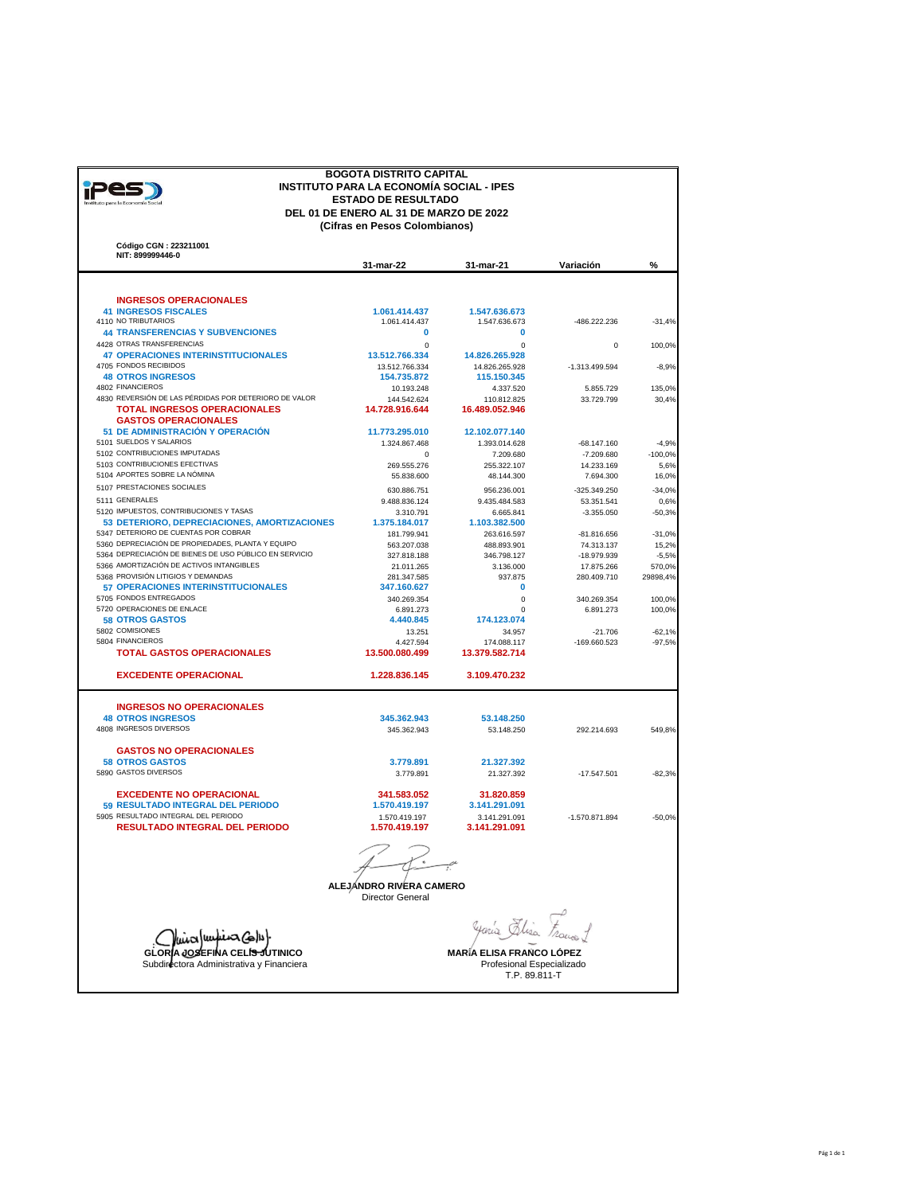**BOGOTA DISTRITO CAPITAL**
**INSTITUTO PARA LA ECONOMÍA SOCIAL - IPES**
**ESTADO DE RESULTADO**
**DEL 01 DE ENERO AL 31 DE MARZO DE 2022**
**(Cifras en Pesos Colombianos)**

**Código CGN : 223211001**
**NIT: 899999446-0**

| | 31-mar-22 | 31-mar-21 | Variación | % |
|---|---|---|---|---|
| **INGRESOS OPERACIONALES** | | | | |
| **41 INGRESOS FISCALES** | **1.061.414.437** | **1.547.636.673** | | |
| 4110 NO TRIBUTARIOS | 1.061.414.437 | 1.547.636.673 | -486.222.236 | -31,4% |
| **44 TRANSFERENCIAS Y SUBVENCIONES** | **0** | **0** | | |
| 4428 OTRAS TRANSFERENCIAS | 0 | 0 | 0 | 100,0% |
| **47 OPERACIONES INTERINSTITUCIONALES** | **13.512.766.334** | **14.826.265.928** | | |
| 4705 FONDOS RECIBIDOS | 13.512.766.334 | 14.826.265.928 | -1.313.499.594 | -8,9% |
| **48 OTROS INGRESOS** | **154.735.872** | **115.150.345** | | |
| 4802 FINANCIEROS | 10.193.248 | 4.337.520 | 5.855.729 | 135,0% |
| 4830 REVERSIÓN DE LAS PÉRDIDAS POR DETERIORO DE VALOR | 144.542.624 | 110.812.825 | 33.729.799 | 30,4% |
| **TOTAL INGRESOS OPERACIONALES** | **14.728.916.644** | **16.489.052.946** | | |
| **GASTOS OPERACIONALES** | | | | |
| **51 DE ADMINISTRACIÓN Y OPERACIÓN** | **11.773.295.010** | **12.102.077.140** | | |
| 5101 SUELDOS Y SALARIOS | 1.324.867.468 | 1.393.014.628 | -68.147.160 | -4,9% |
| 5102 CONTRIBUCIONES IMPUTADAS | 0 | 7.209.680 | -7.209.680 | -100,0% |
| 5103 CONTRIBUCIONES EFECTIVAS | 269.555.276 | 255.322.107 | 14.233.169 | 5,6% |
| 5104 APORTES SOBRE LA NÓMINA | 55.838.600 | 48.144.300 | 7.694.300 | 16,0% |
| 5107 PRESTACIONES SOCIALES | 630.886.751 | 956.236.001 | -325.349.250 | -34,0% |
| 5111 GENERALES | 9.488.836.124 | 9.435.484.583 | 53.351.541 | 0,6% |
| 5120 IMPUESTOS, CONTRIBUCIONES Y TASAS | 3.310.791 | 6.665.841 | -3.355.050 | -50,3% |
| **53 DETERIORO, DEPRECIACIONES, AMORTIZACIONES** | **1.375.184.017** | **1.103.382.500** | | |
| 5347 DETERIORO DE CUENTAS POR COBRAR | 181.799.941 | 263.616.597 | -81.816.656 | -31,0% |
| 5360 DEPRECIACIÓN DE PROPIEDADES, PLANTA Y EQUIPO | 563.207.038 | 488.893.901 | 74.313.137 | 15,2% |
| 5364 DEPRECIACIÓN DE BIENES DE USO PÚBLICO EN SERVICIO | 327.818.188 | 346.798.127 | -18.979.939 | -5,5% |
| 5366 AMORTIZACIÓN DE ACTIVOS INTANGIBLES | 21.011.265 | 3.136.000 | 17.875.266 | 570,0% |
| 5368 PROVISIÓN LITIGIOS Y DEMANDAS | 281.347.585 | 937.875 | 280.409.710 | 29898,4% |
| **57 OPERACIONES INTERINSTITUCIONALES** | **347.160.627** | **0** | | |
| 5705 FONDOS ENTREGADOS | 340.269.354 | 0 | 340.269.354 | 100,0% |
| 5720 OPERACIONES DE ENLACE | 6.891.273 | 0 | 6.891.273 | 100,0% |
| **58 OTROS GASTOS** | **4.440.845** | **174.123.074** | | |
| 5802 COMISIONES | 13.251 | 34.957 | -21.706 | -62,1% |
| 5804 FINANCIEROS | 4.427.594 | 174.088.117 | -169.660.523 | -97,5% |
| **TOTAL GASTOS OPERACIONALES** | **13.500.080.499** | **13.379.582.714** | | |
| **EXCEDENTE OPERACIONAL** | **1.228.836.145** | **3.109.470.232** | | |
| **INGRESOS NO OPERACIONALES** | | | | |
| **48 OTROS INGRESOS** | **345.362.943** | **53.148.250** | | |
| 4808 INGRESOS DIVERSOS | 345.362.943 | 53.148.250 | 292.214.693 | 549,8% |
| **GASTOS NO OPERACIONALES** | | | | |
| **58 OTROS GASTOS** | **3.779.891** | **21.327.392** | | |
| 5890 GASTOS DIVERSOS | 3.779.891 | 21.327.392 | -17.547.501 | -82,3% |
| **EXCEDENTE NO OPERACIONAL** | **341.583.052** | **31.820.859** | | |
| **59 RESULTADO INTEGRAL DEL PERIODO** | **1.570.419.197** | **3.141.291.091** | | |
| 5905 RESULTADO INTEGRAL DEL PERIODO | 1.570.419.197 | 3.141.291.091 | -1.570.871.894 | -50,0% |
| **RESULTADO INTEGRAL DEL PERIODO** | **1.570.419.197** | **3.141.291.091** | | |

**ALEJANDRO RIVERA CAMERO**
Director General

**GLORIA JOSEFINA CELIS JUTINICO**
Subdirectora Administrativa y Financiera

**MARÍA ELISA FRANCO LÓPEZ**
Profesional Especializado
T.P. 89.811-T